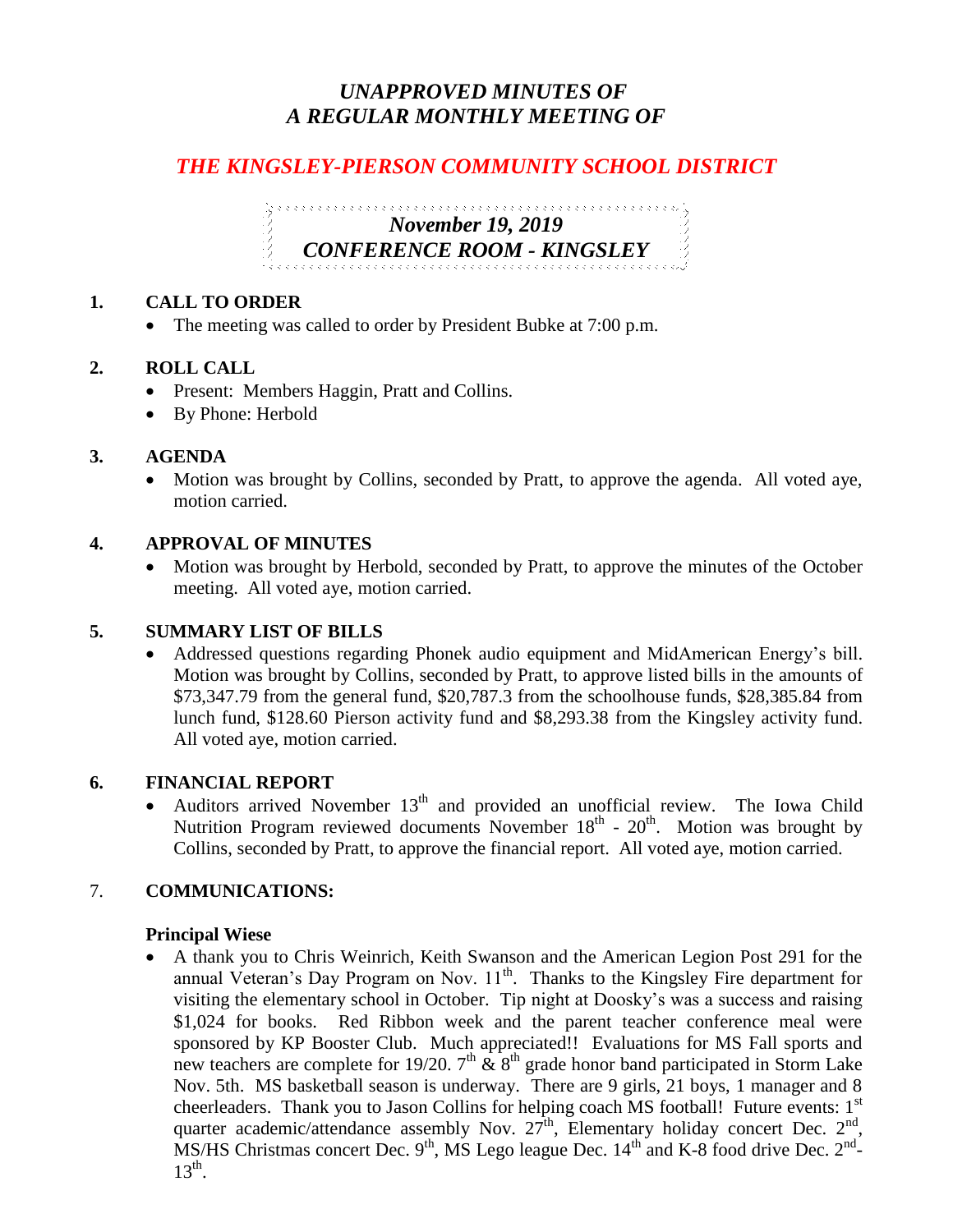# *UNAPPROVED MINUTES OF A REGULAR MONTHLY MEETING OF*

## *THE KINGSLEY-PIERSON COMMUNITY SCHOOL DISTRICT*

***November 19, 2019***
***CONFERENCE ROOM - KINGSLEY***

**1. CALL TO ORDER**

- The meeting was called to order by President Bubke at 7:00 p.m.

**2. ROLL CALL**

- Present: Members Haggin, Pratt and Collins.
- By Phone: Herbold

**3. AGENDA**

- Motion was brought by Collins, seconded by Pratt, to approve the agenda. All voted aye, motion carried.

**4. APPROVAL OF MINUTES**

- Motion was brought by Herbold, seconded by Pratt, to approve the minutes of the October meeting. All voted aye, motion carried.

**5. SUMMARY LIST OF BILLS**

- Addressed questions regarding Phonek audio equipment and MidAmerican Energy's bill. Motion was brought by Collins, seconded by Pratt, to approve listed bills in the amounts of $73,347.79 from the general fund, $20,787.3 from the schoolhouse funds, $28,385.84 from lunch fund, $128.60 Pierson activity fund and $8,293.38 from the Kingsley activity fund. All voted aye, motion carried.

**6. FINANCIAL REPORT**

- Auditors arrived November 13th and provided an unofficial review. The Iowa Child Nutrition Program reviewed documents November 18th - 20th. Motion was brought by Collins, seconded by Pratt, to approve the financial report. All voted aye, motion carried.

7. **COMMUNICATIONS:**

**Principal Wiese**

- A thank you to Chris Weinrich, Keith Swanson and the American Legion Post 291 for the annual Veteran's Day Program on Nov. 11th. Thanks to the Kingsley Fire department for visiting the elementary school in October. Tip night at Doosky's was a success and raising $1,024 for books. Red Ribbon week and the parent teacher conference meal were sponsored by KP Booster Club. Much appreciated!! Evaluations for MS Fall sports and new teachers are complete for 19/20. 7th & 8th grade honor band participated in Storm Lake Nov. 5th. MS basketball season is underway. There are 9 girls, 21 boys, 1 manager and 8 cheerleaders. Thank you to Jason Collins for helping coach MS football! Future events: 1st quarter academic/attendance assembly Nov. 27th, Elementary holiday concert Dec. 2nd, MS/HS Christmas concert Dec. 9th, MS Lego league Dec. 14th and K-8 food drive Dec. 2nd-13th.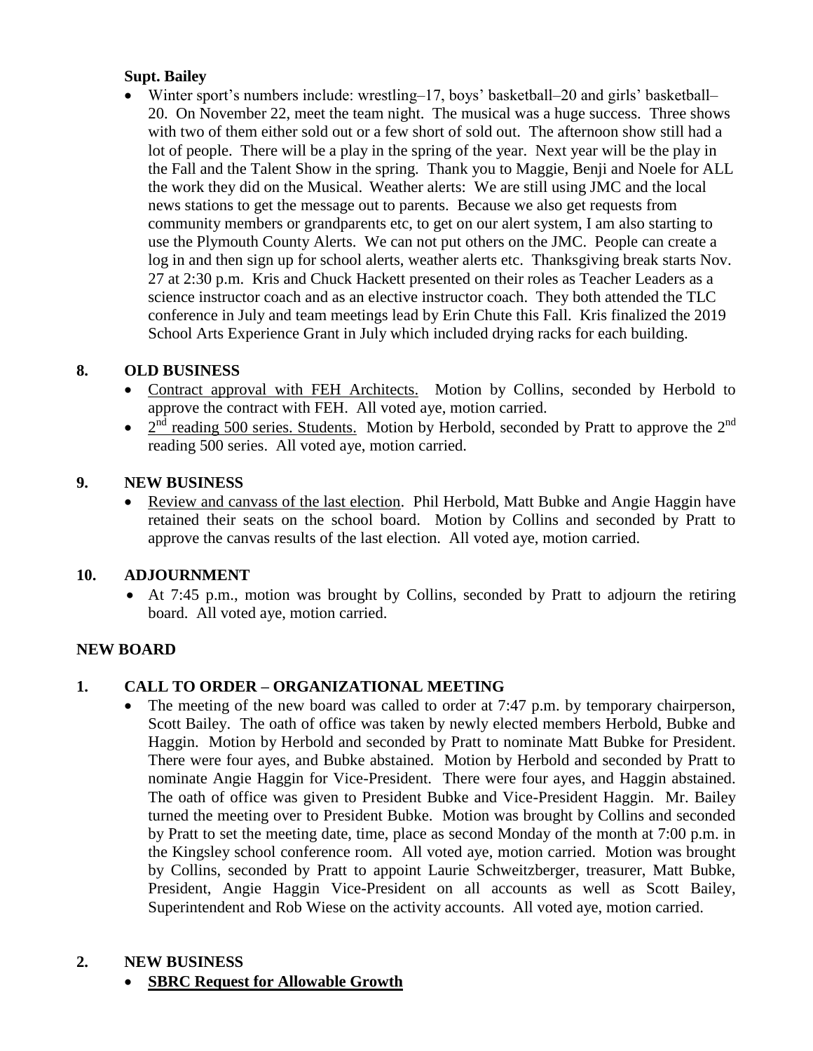**Supt. Bailey**

- Winter sport's numbers include: wrestling–17, boys' basketball–20 and girls' basketball–20. On November 22, meet the team night. The musical was a huge success. Three shows with two of them either sold out or a few short of sold out. The afternoon show still had a lot of people. There will be a play in the spring of the year. Next year will be the play in the Fall and the Talent Show in the spring. Thank you to Maggie, Benji and Noele for ALL the work they did on the Musical. Weather alerts: We are still using JMC and the local news stations to get the message out to parents. Because we also get requests from community members or grandparents etc, to get on our alert system, I am also starting to use the Plymouth County Alerts. We can not put others on the JMC. People can create a log in and then sign up for school alerts, weather alerts etc. Thanksgiving break starts Nov. 27 at 2:30 p.m. Kris and Chuck Hackett presented on their roles as Teacher Leaders as a science instructor coach and as an elective instructor coach. They both attended the TLC conference in July and team meetings lead by Erin Chute this Fall. Kris finalized the 2019 School Arts Experience Grant in July which included drying racks for each building.

## 8. OLD BUSINESS

- Contract approval with FEH Architects. Motion by Collins, seconded by Herbold to approve the contract with FEH. All voted aye, motion carried.
- 2nd reading 500 series. Students. Motion by Herbold, seconded by Pratt to approve the 2nd reading 500 series. All voted aye, motion carried.

## 9. NEW BUSINESS

- Review and canvass of the last election. Phil Herbold, Matt Bubke and Angie Haggin have retained their seats on the school board. Motion by Collins and seconded by Pratt to approve the canvas results of the last election. All voted aye, motion carried.

## 10. ADJOURNMENT

- At 7:45 p.m., motion was brought by Collins, seconded by Pratt to adjourn the retiring board. All voted aye, motion carried.

## NEW BOARD

## 1. CALL TO ORDER – ORGANIZATIONAL MEETING

- The meeting of the new board was called to order at 7:47 p.m. by temporary chairperson, Scott Bailey. The oath of office was taken by newly elected members Herbold, Bubke and Haggin. Motion by Herbold and seconded by Pratt to nominate Matt Bubke for President. There were four ayes, and Bubke abstained. Motion by Herbold and seconded by Pratt to nominate Angie Haggin for Vice-President. There were four ayes, and Haggin abstained. The oath of office was given to President Bubke and Vice-President Haggin. Mr. Bailey turned the meeting over to President Bubke. Motion was brought by Collins and seconded by Pratt to set the meeting date, time, place as second Monday of the month at 7:00 p.m. in the Kingsley school conference room. All voted aye, motion carried. Motion was brought by Collins, seconded by Pratt to appoint Laurie Schweitzberger, treasurer, Matt Bubke, President, Angie Haggin Vice-President on all accounts as well as Scott Bailey, Superintendent and Rob Wiese on the activity accounts. All voted aye, motion carried.

## 2. NEW BUSINESS

- **SBRC Request for Allowable Growth**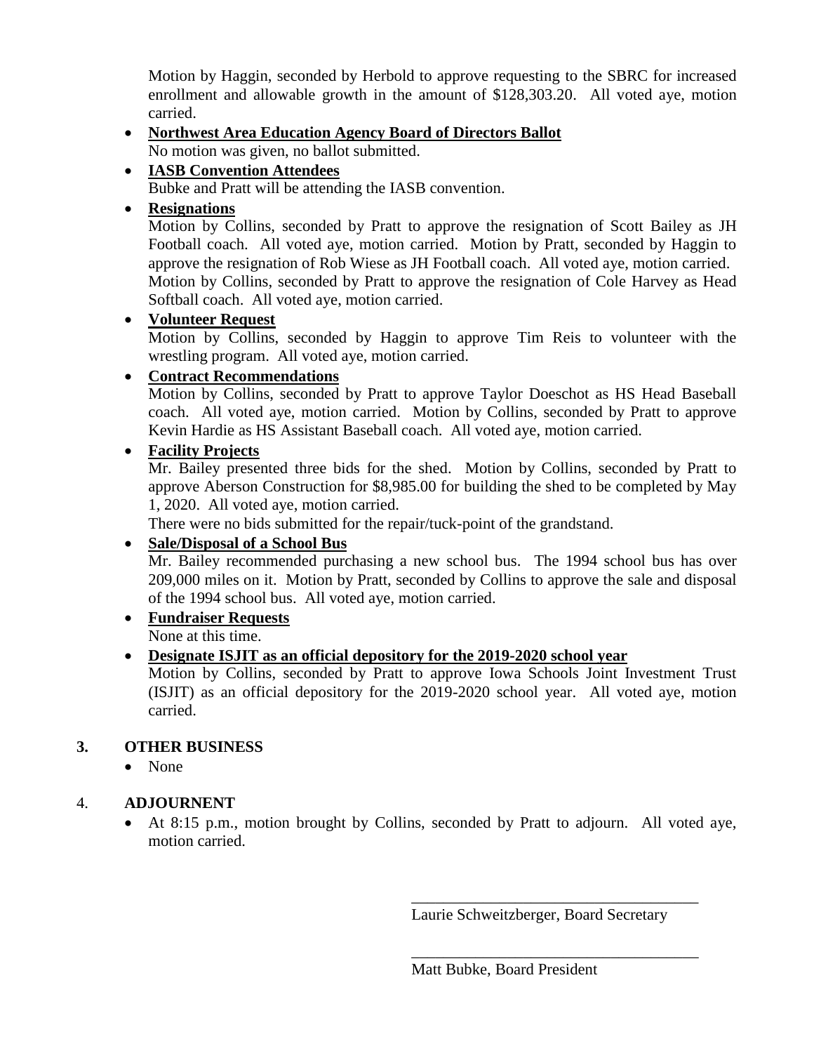Motion by Haggin, seconded by Herbold to approve requesting to the SBRC for increased enrollment and allowable growth in the amount of $128,303.20. All voted aye, motion carried.

- **Northwest Area Education Agency Board of Directors Ballot**
  No motion was given, no ballot submitted.
- **IASB Convention Attendees**
  Bubke and Pratt will be attending the IASB convention.
- **Resignations**
  Motion by Collins, seconded by Pratt to approve the resignation of Scott Bailey as JH Football coach. All voted aye, motion carried. Motion by Pratt, seconded by Haggin to approve the resignation of Rob Wiese as JH Football coach. All voted aye, motion carried. Motion by Collins, seconded by Pratt to approve the resignation of Cole Harvey as Head Softball coach. All voted aye, motion carried.
- **Volunteer Request**
  Motion by Collins, seconded by Haggin to approve Tim Reis to volunteer with the wrestling program. All voted aye, motion carried.
- **Contract Recommendations**
  Motion by Collins, seconded by Pratt to approve Taylor Doeschot as HS Head Baseball coach. All voted aye, motion carried. Motion by Collins, seconded by Pratt to approve Kevin Hardie as HS Assistant Baseball coach. All voted aye, motion carried.
- **Facility Projects**
  Mr. Bailey presented three bids for the shed. Motion by Collins, seconded by Pratt to approve Aberson Construction for $8,985.00 for building the shed to be completed by May 1, 2020. All voted aye, motion carried.
  There were no bids submitted for the repair/tuck-point of the grandstand.
- **Sale/Disposal of a School Bus**
  Mr. Bailey recommended purchasing a new school bus. The 1994 school bus has over 209,000 miles on it. Motion by Pratt, seconded by Collins to approve the sale and disposal of the 1994 school bus. All voted aye, motion carried.
- **Fundraiser Requests**
  None at this time.
- **Designate ISJIT as an official depository for the 2019-2020 school year**
  Motion by Collins, seconded by Pratt to approve Iowa Schools Joint Investment Trust (ISJIT) as an official depository for the 2019-2020 school year. All voted aye, motion carried.

## 3. OTHER BUSINESS

- None

## 4. ADJOURNENT

- At 8:15 p.m., motion brought by Collins, seconded by Pratt to adjourn. All voted aye, motion carried.

_____________________________________
Laurie Schweitzberger, Board Secretary

_____________________________________
Matt Bubke, Board President